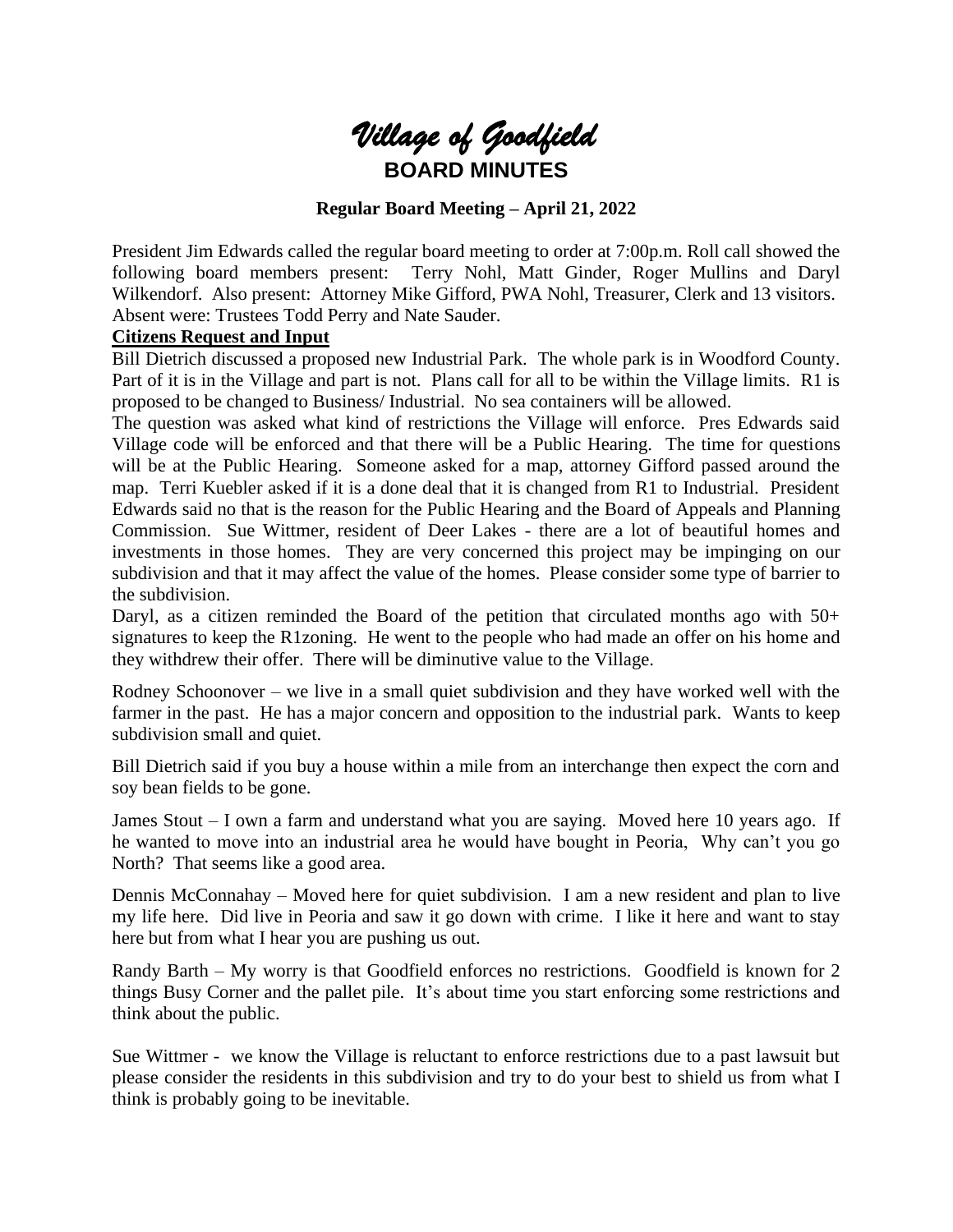# *Village of Goodfield*

## BOARD MINUTES

### Regular Board Meeting – April 21, 2022

President Jim Edwards called the regular board meeting to order at 7:00p.m. Roll call showed the following board members present: Terry Nohl, Matt Ginder, Roger Mullins and Daryl Wilkendorf. Also present: Attorney Mike Gifford, PWA Nohl, Treasurer, Clerk and 13 visitors. Absent were: Trustees Todd Perry and Nate Sauder.

**Citizens Request and Input**

Bill Dietrich discussed a proposed new Industrial Park. The whole park is in Woodford County. Part of it is in the Village and part is not. Plans call for all to be within the Village limits. R1 is proposed to be changed to Business/ Industrial. No sea containers will be allowed.

The question was asked what kind of restrictions the Village will enforce. Pres Edwards said Village code will be enforced and that there will be a Public Hearing. The time for questions will be at the Public Hearing. Someone asked for a map, attorney Gifford passed around the map. Terri Kuebler asked if it is a done deal that it is changed from R1 to Industrial. President Edwards said no that is the reason for the Public Hearing and the Board of Appeals and Planning Commission. Sue Wittmer, resident of Deer Lakes - there are a lot of beautiful homes and investments in those homes. They are very concerned this project may be impinging on our subdivision and that it may affect the value of the homes. Please consider some type of barrier to the subdivision.

Daryl, as a citizen reminded the Board of the petition that circulated months ago with 50+ signatures to keep the R1zoning. He went to the people who had made an offer on his home and they withdrew their offer. There will be diminutive value to the Village.

Rodney Schoonover – we live in a small quiet subdivision and they have worked well with the farmer in the past. He has a major concern and opposition to the industrial park. Wants to keep subdivision small and quiet.

Bill Dietrich said if you buy a house within a mile from an interchange then expect the corn and soy bean fields to be gone.

James Stout – I own a farm and understand what you are saying. Moved here 10 years ago. If he wanted to move into an industrial area he would have bought in Peoria, Why can't you go North? That seems like a good area.

Dennis McConnahay – Moved here for quiet subdivision. I am a new resident and plan to live my life here. Did live in Peoria and saw it go down with crime. I like it here and want to stay here but from what I hear you are pushing us out.

Randy Barth – My worry is that Goodfield enforces no restrictions. Goodfield is known for 2 things Busy Corner and the pallet pile. It's about time you start enforcing some restrictions and think about the public.

Sue Wittmer - we know the Village is reluctant to enforce restrictions due to a past lawsuit but please consider the residents in this subdivision and try to do your best to shield us from what I think is probably going to be inevitable.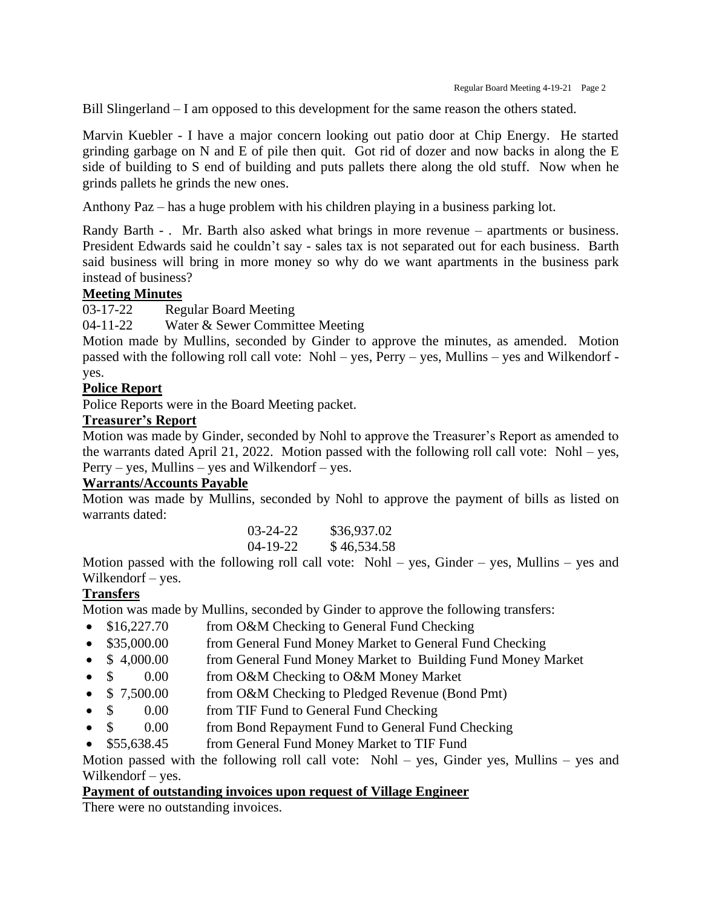Bill Slingerland – I am opposed to this development for the same reason the others stated.

Marvin Kuebler - I have a major concern looking out patio door at Chip Energy. He started grinding garbage on N and E of pile then quit. Got rid of dozer and now backs in along the E side of building to S end of building and puts pallets there along the old stuff. Now when he grinds pallets he grinds the new ones.

Anthony Paz – has a huge problem with his children playing in a business parking lot.

Randy Barth - . Mr. Barth also asked what brings in more revenue – apartments or business. President Edwards said he couldn't say - sales tax is not separated out for each business. Barth said business will bring in more money so why do we want apartments in the business park instead of business?

**Meeting Minutes**

03-17-22 Regular Board Meeting
04-11-22 Water & Sewer Committee Meeting

Motion made by Mullins, seconded by Ginder to approve the minutes, as amended. Motion passed with the following roll call vote: Nohl – yes, Perry – yes, Mullins – yes and Wilkendorf - yes.

**Police Report**

Police Reports were in the Board Meeting packet.

**Treasurer's Report**

Motion was made by Ginder, seconded by Nohl to approve the Treasurer's Report as amended to the warrants dated April 21, 2022. Motion passed with the following roll call vote: Nohl – yes, Perry – yes, Mullins – yes and Wilkendorf – yes.

**Warrants/Accounts Payable**

Motion was made by Mullins, seconded by Nohl to approve the payment of bills as listed on warrants dated:

03-24-22 $36,937.02
04-19-22 $ 46,534.58

Motion passed with the following roll call vote: Nohl – yes, Ginder – yes, Mullins – yes and Wilkendorf – yes.

**Transfers**

Motion was made by Mullins, seconded by Ginder to approve the following transfers:

- $16,227.70 from O&M Checking to General Fund Checking
- $35,000.00 from General Fund Money Market to General Fund Checking
- $ 4,000.00 from General Fund Money Market to Building Fund Money Market
- $ 0.00 from O&M Checking to O&M Money Market
- $ 7,500.00 from O&M Checking to Pledged Revenue (Bond Pmt)
- $ 0.00 from TIF Fund to General Fund Checking
- $ 0.00 from Bond Repayment Fund to General Fund Checking
- $55,638.45 from General Fund Money Market to TIF Fund

Motion passed with the following roll call vote: Nohl – yes, Ginder yes, Mullins – yes and Wilkendorf – yes.

**Payment of outstanding invoices upon request of Village Engineer**

There were no outstanding invoices.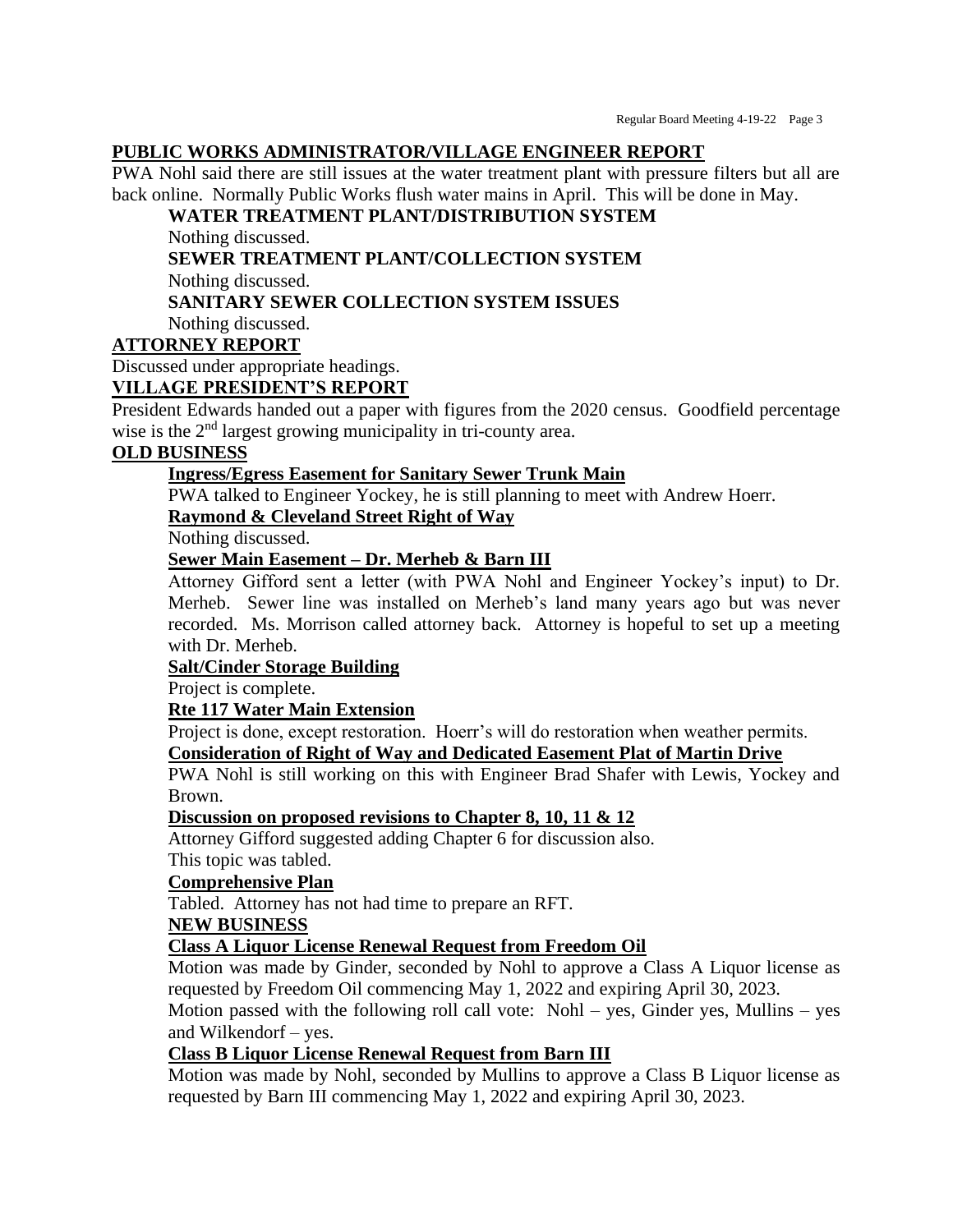## PUBLIC WORKS ADMINISTRATOR/VILLAGE ENGINEER REPORT

PWA Nohl said there are still issues at the water treatment plant with pressure filters but all are back online. Normally Public Works flush water mains in April. This will be done in May.

### WATER TREATMENT PLANT/DISTRIBUTION SYSTEM

Nothing discussed.

### SEWER TREATMENT PLANT/COLLECTION SYSTEM

Nothing discussed.

### SANITARY SEWER COLLECTION SYSTEM ISSUES

Nothing discussed.

## ATTORNEY REPORT

Discussed under appropriate headings.

## VILLAGE PRESIDENT'S REPORT

President Edwards handed out a paper with figures from the 2020 census. Goodfield percentage wise is the 2nd largest growing municipality in tri-county area.

## OLD BUSINESS

### Ingress/Egress Easement for Sanitary Sewer Trunk Main

PWA talked to Engineer Yockey, he is still planning to meet with Andrew Hoerr.

### Raymond & Cleveland Street Right of Way

Nothing discussed.

### Sewer Main Easement – Dr. Merheb & Barn III

Attorney Gifford sent a letter (with PWA Nohl and Engineer Yockey's input) to Dr. Merheb. Sewer line was installed on Merheb's land many years ago but was never recorded. Ms. Morrison called attorney back. Attorney is hopeful to set up a meeting with Dr. Merheb.

### Salt/Cinder Storage Building

Project is complete.

### Rte 117 Water Main Extension

Project is done, except restoration. Hoerr's will do restoration when weather permits.

### Consideration of Right of Way and Dedicated Easement Plat of Martin Drive

PWA Nohl is still working on this with Engineer Brad Shafer with Lewis, Yockey and Brown.

### Discussion on proposed revisions to Chapter 8, 10, 11 & 12

Attorney Gifford suggested adding Chapter 6 for discussion also.
This topic was tabled.

### Comprehensive Plan

Tabled. Attorney has not had time to prepare an RFT.

## NEW BUSINESS

### Class A Liquor License Renewal Request from Freedom Oil

Motion was made by Ginder, seconded by Nohl to approve a Class A Liquor license as requested by Freedom Oil commencing May 1, 2022 and expiring April 30, 2023.
Motion passed with the following roll call vote: Nohl – yes, Ginder yes, Mullins – yes and Wilkendorf – yes.

### Class B Liquor License Renewal Request from Barn III

Motion was made by Nohl, seconded by Mullins to approve a Class B Liquor license as requested by Barn III commencing May 1, 2022 and expiring April 30, 2023.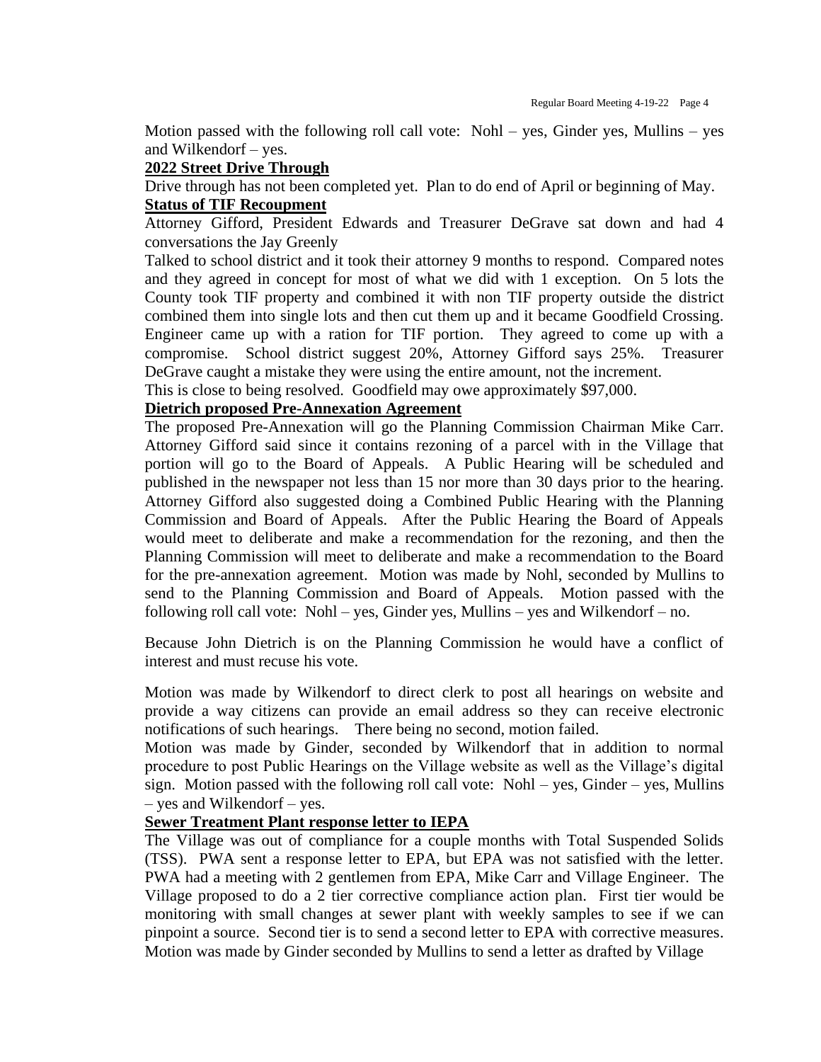Motion passed with the following roll call vote: Nohl – yes, Ginder yes, Mullins – yes and Wilkendorf – yes.

**2022 Street Drive Through**

Drive through has not been completed yet. Plan to do end of April or beginning of May.

**Status of TIF Recoupment**

Attorney Gifford, President Edwards and Treasurer DeGrave sat down and had 4 conversations the Jay Greenly

Talked to school district and it took their attorney 9 months to respond. Compared notes and they agreed in concept for most of what we did with 1 exception. On 5 lots the County took TIF property and combined it with non TIF property outside the district combined them into single lots and then cut them up and it became Goodfield Crossing. Engineer came up with a ration for TIF portion. They agreed to come up with a compromise. School district suggest 20%, Attorney Gifford says 25%. Treasurer DeGrave caught a mistake they were using the entire amount, not the increment.

This is close to being resolved. Goodfield may owe approximately $97,000.

**Dietrich proposed Pre-Annexation Agreement**

The proposed Pre-Annexation will go the Planning Commission Chairman Mike Carr. Attorney Gifford said since it contains rezoning of a parcel with in the Village that portion will go to the Board of Appeals. A Public Hearing will be scheduled and published in the newspaper not less than 15 nor more than 30 days prior to the hearing. Attorney Gifford also suggested doing a Combined Public Hearing with the Planning Commission and Board of Appeals. After the Public Hearing the Board of Appeals would meet to deliberate and make a recommendation for the rezoning, and then the Planning Commission will meet to deliberate and make a recommendation to the Board for the pre-annexation agreement. Motion was made by Nohl, seconded by Mullins to send to the Planning Commission and Board of Appeals. Motion passed with the following roll call vote: Nohl – yes, Ginder yes, Mullins – yes and Wilkendorf – no.

Because John Dietrich is on the Planning Commission he would have a conflict of interest and must recuse his vote.

Motion was made by Wilkendorf to direct clerk to post all hearings on website and provide a way citizens can provide an email address so they can receive electronic notifications of such hearings. There being no second, motion failed.

Motion was made by Ginder, seconded by Wilkendorf that in addition to normal procedure to post Public Hearings on the Village website as well as the Village's digital sign. Motion passed with the following roll call vote: Nohl – yes, Ginder – yes, Mullins – yes and Wilkendorf – yes.

**Sewer Treatment Plant response letter to IEPA**

The Village was out of compliance for a couple months with Total Suspended Solids (TSS). PWA sent a response letter to EPA, but EPA was not satisfied with the letter. PWA had a meeting with 2 gentlemen from EPA, Mike Carr and Village Engineer. The Village proposed to do a 2 tier corrective compliance action plan. First tier would be monitoring with small changes at sewer plant with weekly samples to see if we can pinpoint a source. Second tier is to send a second letter to EPA with corrective measures. Motion was made by Ginder seconded by Mullins to send a letter as drafted by Village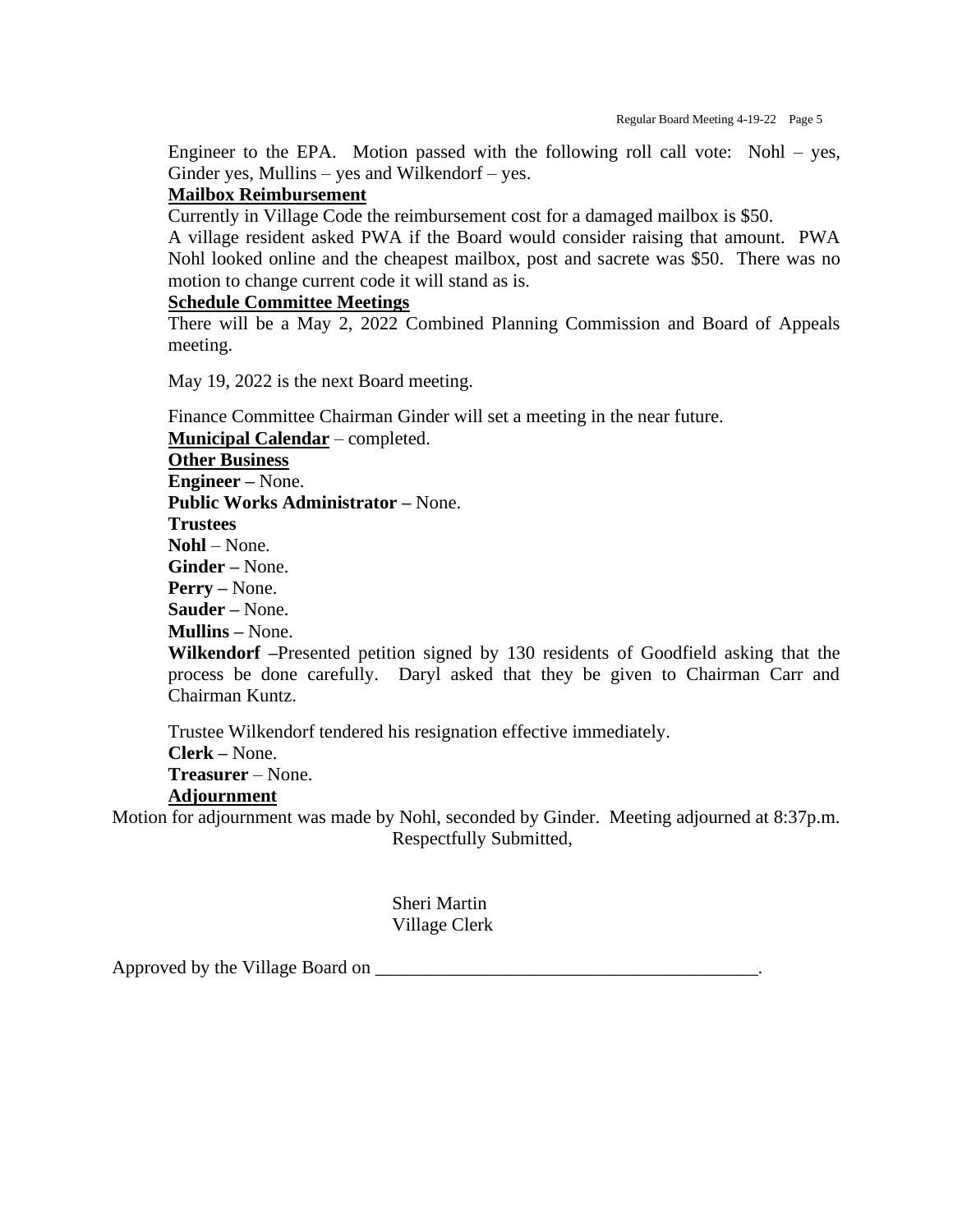Engineer to the EPA. Motion passed with the following roll call vote: Nohl – yes, Ginder yes, Mullins – yes and Wilkendorf – yes.

**Mailbox Reimbursement**

Currently in Village Code the reimbursement cost for a damaged mailbox is $50.

A village resident asked PWA if the Board would consider raising that amount. PWA Nohl looked online and the cheapest mailbox, post and sacrete was $50. There was no motion to change current code it will stand as is.

**Schedule Committee Meetings**

There will be a May 2, 2022 Combined Planning Commission and Board of Appeals meeting.

May 19, 2022 is the next Board meeting.

Finance Committee Chairman Ginder will set a meeting in the near future.

**Municipal Calendar** – completed.

**Other Business**

**Engineer –** None.

**Public Works Administrator –** None.

**Trustees**

**Nohl** – None.

**Ginder –** None.

**Perry –** None.

**Sauder –** None.

**Mullins –** None.

**Wilkendorf –**Presented petition signed by 130 residents of Goodfield asking that the process be done carefully. Daryl asked that they be given to Chairman Carr and Chairman Kuntz.

Trustee Wilkendorf tendered his resignation effective immediately.

**Clerk –** None.

**Treasurer** – None.

**Adjournment**

Motion for adjournment was made by Nohl, seconded by Ginder. Meeting adjourned at 8:37p.m.

Respectfully Submitted,

Sheri Martin
Village Clerk

Approved by the Village Board on \_\_\_\_\_\_\_\_\_\_\_\_\_\_\_\_\_\_\_\_\_\_\_\_\_\_\_\_\_\_\_\_\_\_\_\_\_\_\_\_.